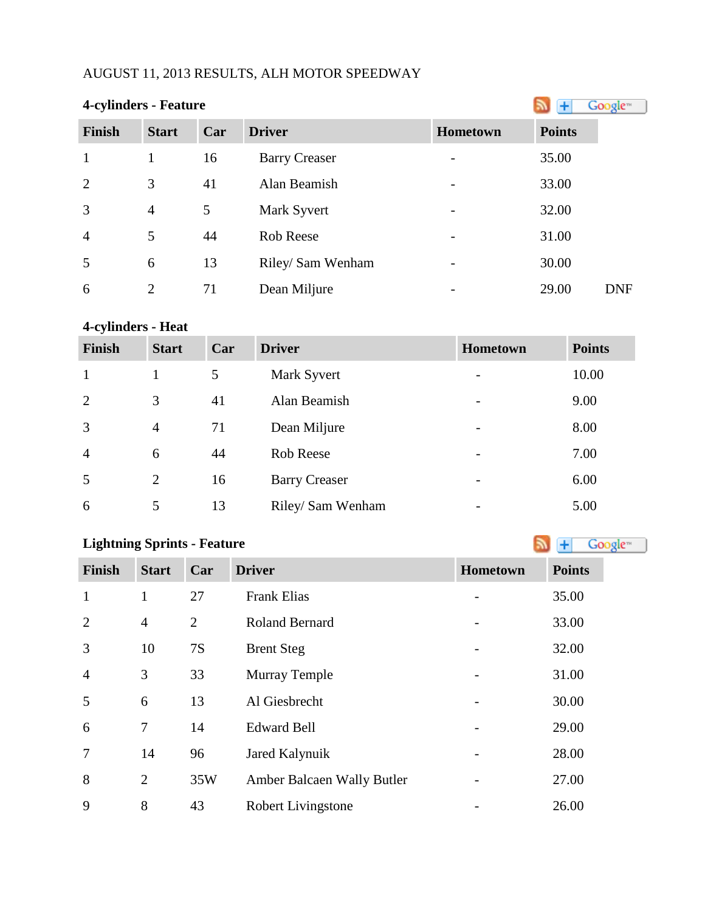AUGUST 11, 2013 RESULTS, ALH MOTOR SPEEDWAY

### 4-cylinders - Feature

| Finish | Start | Car | Driver | Hometown | Points | |
|---|---|---|---|---|---|---|
| 1 | 1 | 16 | Barry Creaser | - | 35.00 | |
| 2 | 3 | 41 | Alan Beamish | - | 33.00 | |
| 3 | 4 | 5 | Mark Syvert | - | 32.00 | |
| 4 | 5 | 44 | Rob Reese | - | 31.00 | |
| 5 | 6 | 13 | Riley/ Sam Wenham | - | 30.00 | |
| 6 | 2 | 71 | Dean Miljure | - | 29.00 | DNF |

### 4-cylinders - Heat

| Finish | Start | Car | Driver | Hometown | Points |
|---|---|---|---|---|---|
| 1 | 1 | 5 | Mark Syvert | - | 10.00 |
| 2 | 3 | 41 | Alan Beamish | - | 9.00 |
| 3 | 4 | 71 | Dean Miljure | - | 8.00 |
| 4 | 6 | 44 | Rob Reese | - | 7.00 |
| 5 | 2 | 16 | Barry Creaser | - | 6.00 |
| 6 | 5 | 13 | Riley/ Sam Wenham | - | 5.00 |

### Lightning Sprints - Feature

| Finish | Start | Car | Driver | Hometown | Points |
|---|---|---|---|---|---|
| 1 | 1 | 27 | Frank Elias | - | 35.00 |
| 2 | 4 | 2 | Roland Bernard | - | 33.00 |
| 3 | 10 | 7S | Brent Steg | - | 32.00 |
| 4 | 3 | 33 | Murray Temple | - | 31.00 |
| 5 | 6 | 13 | Al Giesbrecht | - | 30.00 |
| 6 | 7 | 14 | Edward Bell | - | 29.00 |
| 7 | 14 | 96 | Jared Kalynuik | - | 28.00 |
| 8 | 2 | 35W | Amber Balcaen Wally Butler | - | 27.00 |
| 9 | 8 | 43 | Robert Livingstone | - | 26.00 |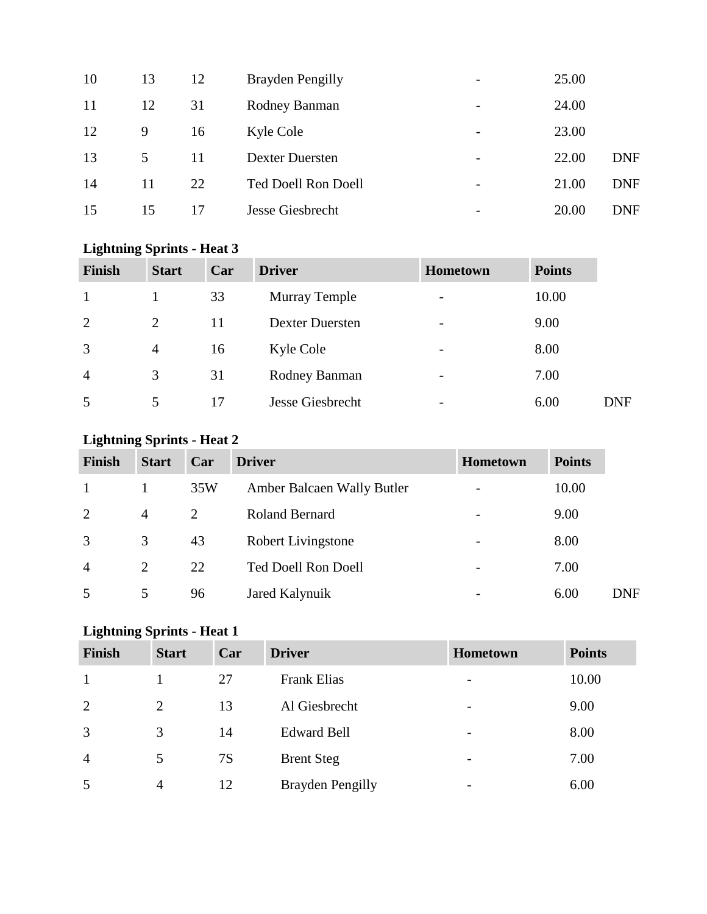| | | | | | | |
|---|---|---|---|---|---|---|
| 10 | 13 | 12 | Brayden Pengilly | - | 25.00 | |
| 11 | 12 | 31 | Rodney Banman | - | 24.00 | |
| 12 | 9 | 16 | Kyle Cole | - | 23.00 | |
| 13 | 5 | 11 | Dexter Duersten | - | 22.00 | DNF |
| 14 | 11 | 22 | Ted Doell Ron Doell | - | 21.00 | DNF |
| 15 | 15 | 17 | Jesse Giesbrecht | - | 20.00 | DNF |

**Lightning Sprints - Heat 3**

| Finish | Start | Car | Driver | Hometown | Points | |
|---|---|---|---|---|---|---|
| 1 | 1 | 33 | Murray Temple | - | 10.00 | |
| 2 | 2 | 11 | Dexter Duersten | - | 9.00 | |
| 3 | 4 | 16 | Kyle Cole | - | 8.00 | |
| 4 | 3 | 31 | Rodney Banman | - | 7.00 | |
| 5 | 5 | 17 | Jesse Giesbrecht | - | 6.00 | DNF |

**Lightning Sprints - Heat 2**

| Finish | Start | Car | Driver | Hometown | Points | |
|---|---|---|---|---|---|---|
| 1 | 1 | 35W | Amber Balcaen Wally Butler | - | 10.00 | |
| 2 | 4 | 2 | Roland Bernard | - | 9.00 | |
| 3 | 3 | 43 | Robert Livingstone | - | 8.00 | |
| 4 | 2 | 22 | Ted Doell Ron Doell | - | 7.00 | |
| 5 | 5 | 96 | Jared Kalynuik | - | 6.00 | DNF |

**Lightning Sprints - Heat 1**

| Finish | Start | Car | Driver | Hometown | Points |
|---|---|---|---|---|---|
| 1 | 1 | 27 | Frank Elias | - | 10.00 |
| 2 | 2 | 13 | Al Giesbrecht | - | 9.00 |
| 3 | 3 | 14 | Edward Bell | - | 8.00 |
| 4 | 5 | 7S | Brent Steg | - | 7.00 |
| 5 | 4 | 12 | Brayden Pengilly | - | 6.00 |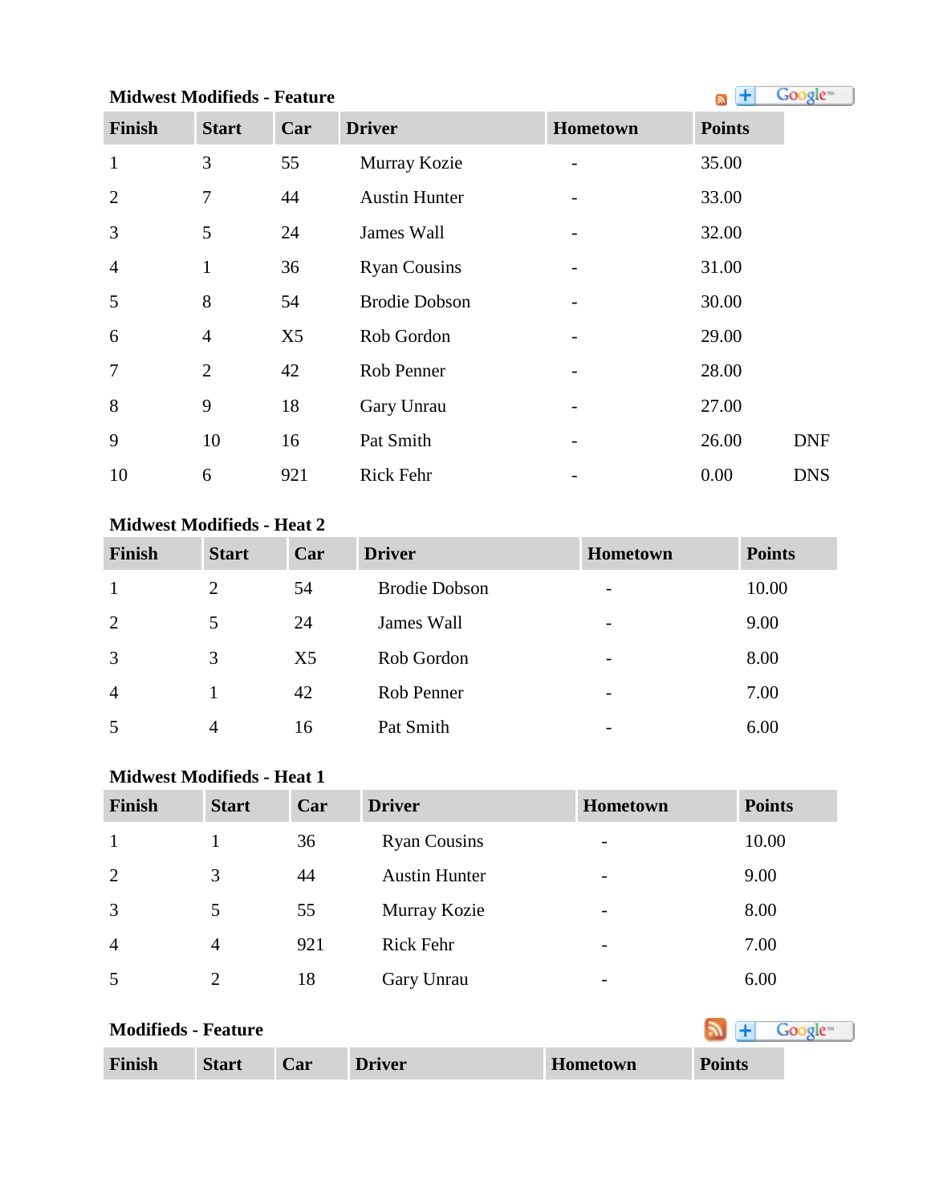### Midwest Modifieds - Feature

| Finish | Start | Car | Driver | Hometown | Points | |
|---|---|---|---|---|---|---|
| 1 | 3 | 55 | Murray Kozie | - | 35.00 | |
| 2 | 7 | 44 | Austin Hunter | - | 33.00 | |
| 3 | 5 | 24 | James Wall | - | 32.00 | |
| 4 | 1 | 36 | Ryan Cousins | - | 31.00 | |
| 5 | 8 | 54 | Brodie Dobson | - | 30.00 | |
| 6 | 4 | X5 | Rob Gordon | - | 29.00 | |
| 7 | 2 | 42 | Rob Penner | - | 28.00 | |
| 8 | 9 | 18 | Gary Unrau | - | 27.00 | |
| 9 | 10 | 16 | Pat Smith | - | 26.00 | DNF |
| 10 | 6 | 921 | Rick Fehr | - | 0.00 | DNS |

### Midwest Modifieds - Heat 2

| Finish | Start | Car | Driver | Hometown | Points |
|---|---|---|---|---|---|
| 1 | 2 | 54 | Brodie Dobson | - | 10.00 |
| 2 | 5 | 24 | James Wall | - | 9.00 |
| 3 | 3 | X5 | Rob Gordon | - | 8.00 |
| 4 | 1 | 42 | Rob Penner | - | 7.00 |
| 5 | 4 | 16 | Pat Smith | - | 6.00 |

### Midwest Modifieds - Heat 1

| Finish | Start | Car | Driver | Hometown | Points |
|---|---|---|---|---|---|
| 1 | 1 | 36 | Ryan Cousins | - | 10.00 |
| 2 | 3 | 44 | Austin Hunter | - | 9.00 |
| 3 | 5 | 55 | Murray Kozie | - | 8.00 |
| 4 | 4 | 921 | Rick Fehr | - | 7.00 |
| 5 | 2 | 18 | Gary Unrau | - | 6.00 |

### Modifieds - Feature

| Finish | Start | Car | Driver | Hometown | Points |
|---|---|---|---|---|---|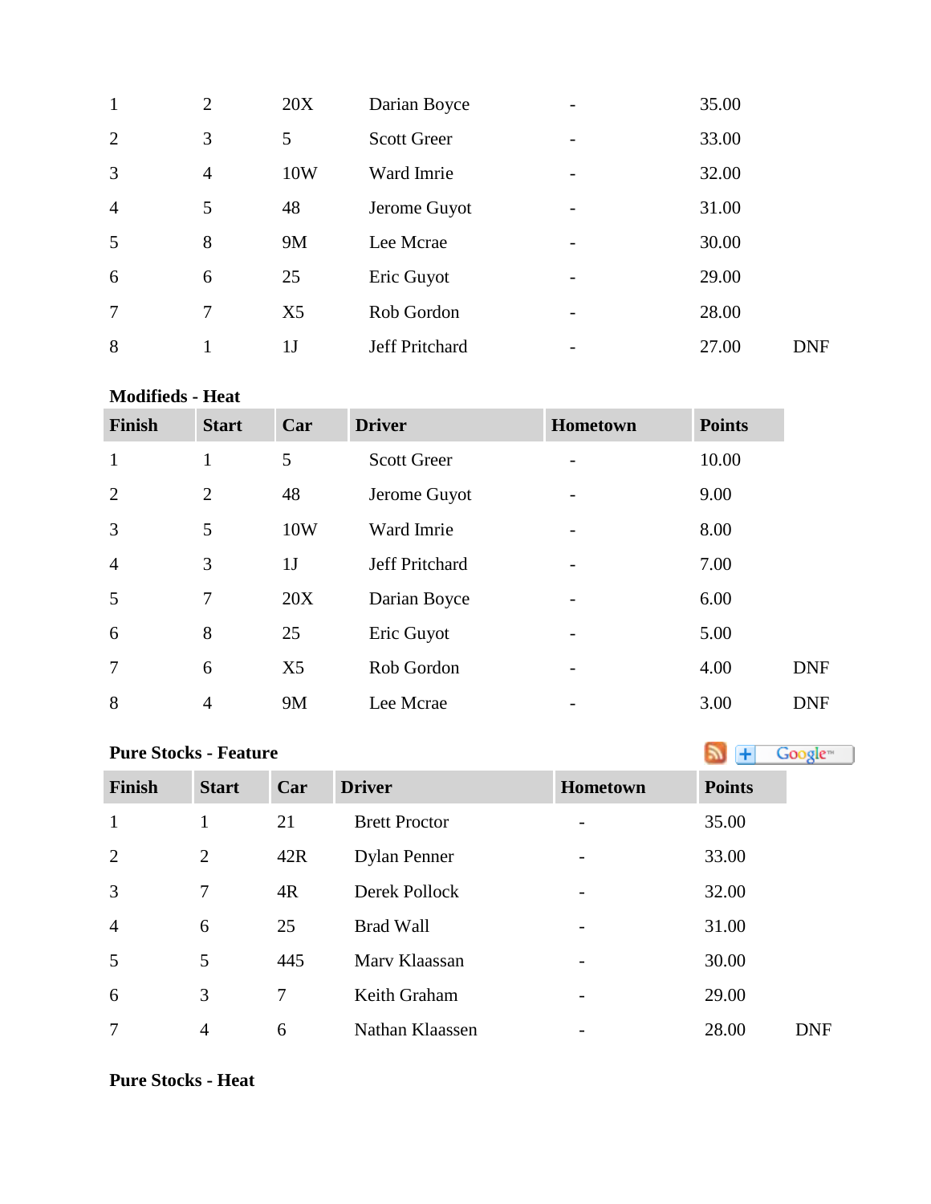| Finish | Start | Car | Driver | Hometown | Points | |
|---|---|---|---|---|---|---|
| 1 | 2 | 20X | Darian Boyce | - | 35.00 | |
| 2 | 3 | 5 | Scott Greer | - | 33.00 | |
| 3 | 4 | 10W | Ward Imrie | - | 32.00 | |
| 4 | 5 | 48 | Jerome Guyot | - | 31.00 | |
| 5 | 8 | 9M | Lee Mcrae | - | 30.00 | |
| 6 | 6 | 25 | Eric Guyot | - | 29.00 | |
| 7 | 7 | X5 | Rob Gordon | - | 28.00 | |
| 8 | 1 | 1J | Jeff Pritchard | - | 27.00 | DNF |

**Modifieds - Heat**

| Finish | Start | Car | Driver | Hometown | Points | |
|---|---|---|---|---|---|---|
| 1 | 1 | 5 | Scott Greer | - | 10.00 | |
| 2 | 2 | 48 | Jerome Guyot | - | 9.00 | |
| 3 | 5 | 10W | Ward Imrie | - | 8.00 | |
| 4 | 3 | 1J | Jeff Pritchard | - | 7.00 | |
| 5 | 7 | 20X | Darian Boyce | - | 6.00 | |
| 6 | 8 | 25 | Eric Guyot | - | 5.00 | |
| 7 | 6 | X5 | Rob Gordon | - | 4.00 | DNF |
| 8 | 4 | 9M | Lee Mcrae | - | 3.00 | DNF |

**Pure Stocks - Feature**

| Finish | Start | Car | Driver | Hometown | Points | |
|---|---|---|---|---|---|---|
| 1 | 1 | 21 | Brett Proctor | - | 35.00 | |
| 2 | 2 | 42R | Dylan Penner | - | 33.00 | |
| 3 | 7 | 4R | Derek Pollock | - | 32.00 | |
| 4 | 6 | 25 | Brad Wall | - | 31.00 | |
| 5 | 5 | 445 | Marv Klaassan | - | 30.00 | |
| 6 | 3 | 7 | Keith Graham | - | 29.00 | |
| 7 | 4 | 6 | Nathan Klaassen | - | 28.00 | DNF |

**Pure Stocks - Heat**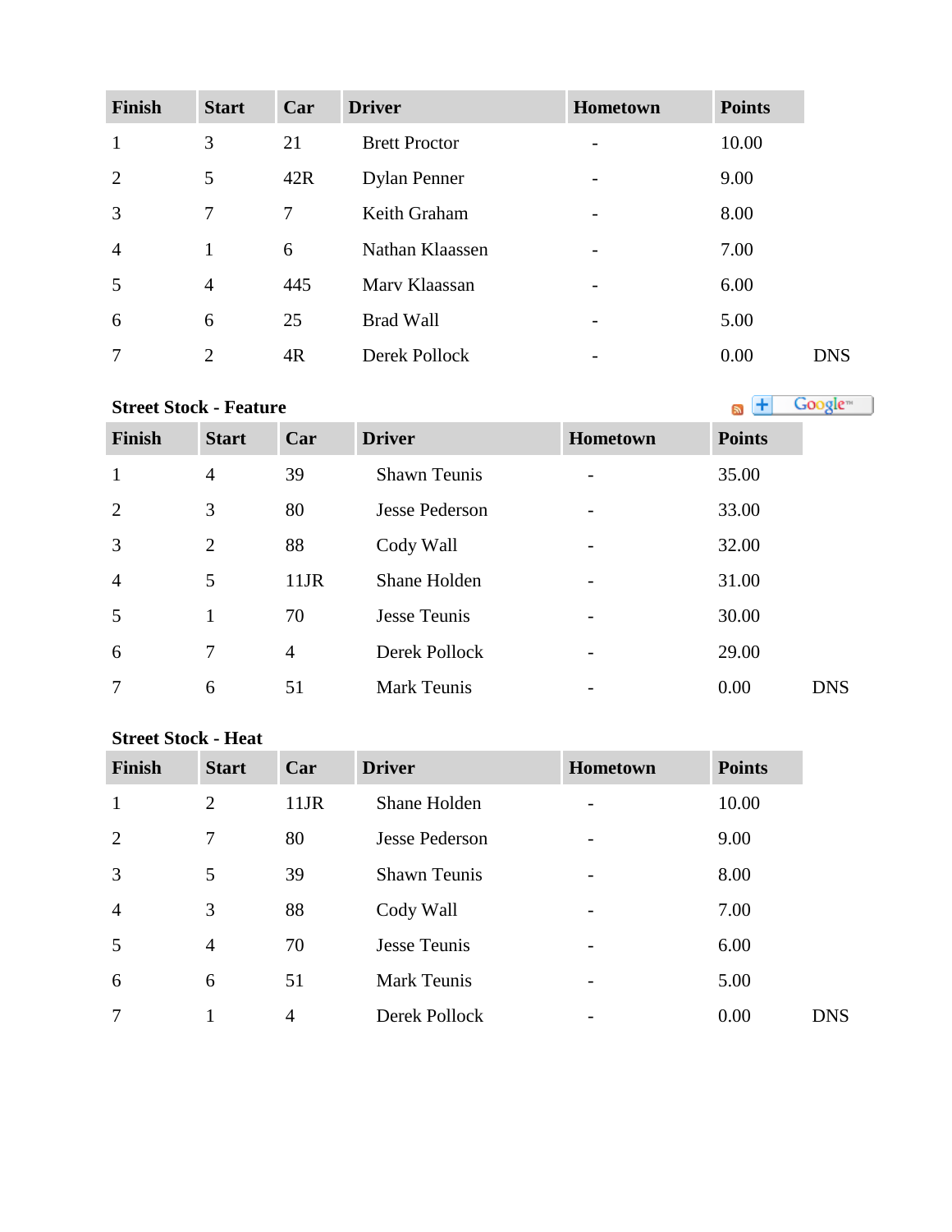| Finish | Start | Car | Driver | Hometown | Points | |
|---|---|---|---|---|---|---|
| 1 | 3 | 21 | Brett Proctor | - | 10.00 | |
| 2 | 5 | 42R | Dylan Penner | - | 9.00 | |
| 3 | 7 | 7 | Keith Graham | - | 8.00 | |
| 4 | 1 | 6 | Nathan Klaassen | - | 7.00 | |
| 5 | 4 | 445 | Marv Klaassan | - | 6.00 | |
| 6 | 6 | 25 | Brad Wall | - | 5.00 | |
| 7 | 2 | 4R | Derek Pollock | - | 0.00 | DNS |

**Street Stock - Feature**

| Finish | Start | Car | Driver | Hometown | Points | |
|---|---|---|---|---|---|---|
| 1 | 4 | 39 | Shawn Teunis | - | 35.00 | |
| 2 | 3 | 80 | Jesse Pederson | - | 33.00 | |
| 3 | 2 | 88 | Cody Wall | - | 32.00 | |
| 4 | 5 | 11JR | Shane Holden | - | 31.00 | |
| 5 | 1 | 70 | Jesse Teunis | - | 30.00 | |
| 6 | 7 | 4 | Derek Pollock | - | 29.00 | |
| 7 | 6 | 51 | Mark Teunis | - | 0.00 | DNS |

**Street Stock - Heat**

| Finish | Start | Car | Driver | Hometown | Points | |
|---|---|---|---|---|---|---|
| 1 | 2 | 11JR | Shane Holden | - | 10.00 | |
| 2 | 7 | 80 | Jesse Pederson | - | 9.00 | |
| 3 | 5 | 39 | Shawn Teunis | - | 8.00 | |
| 4 | 3 | 88 | Cody Wall | - | 7.00 | |
| 5 | 4 | 70 | Jesse Teunis | - | 6.00 | |
| 6 | 6 | 51 | Mark Teunis | - | 5.00 | |
| 7 | 1 | 4 | Derek Pollock | - | 0.00 | DNS |